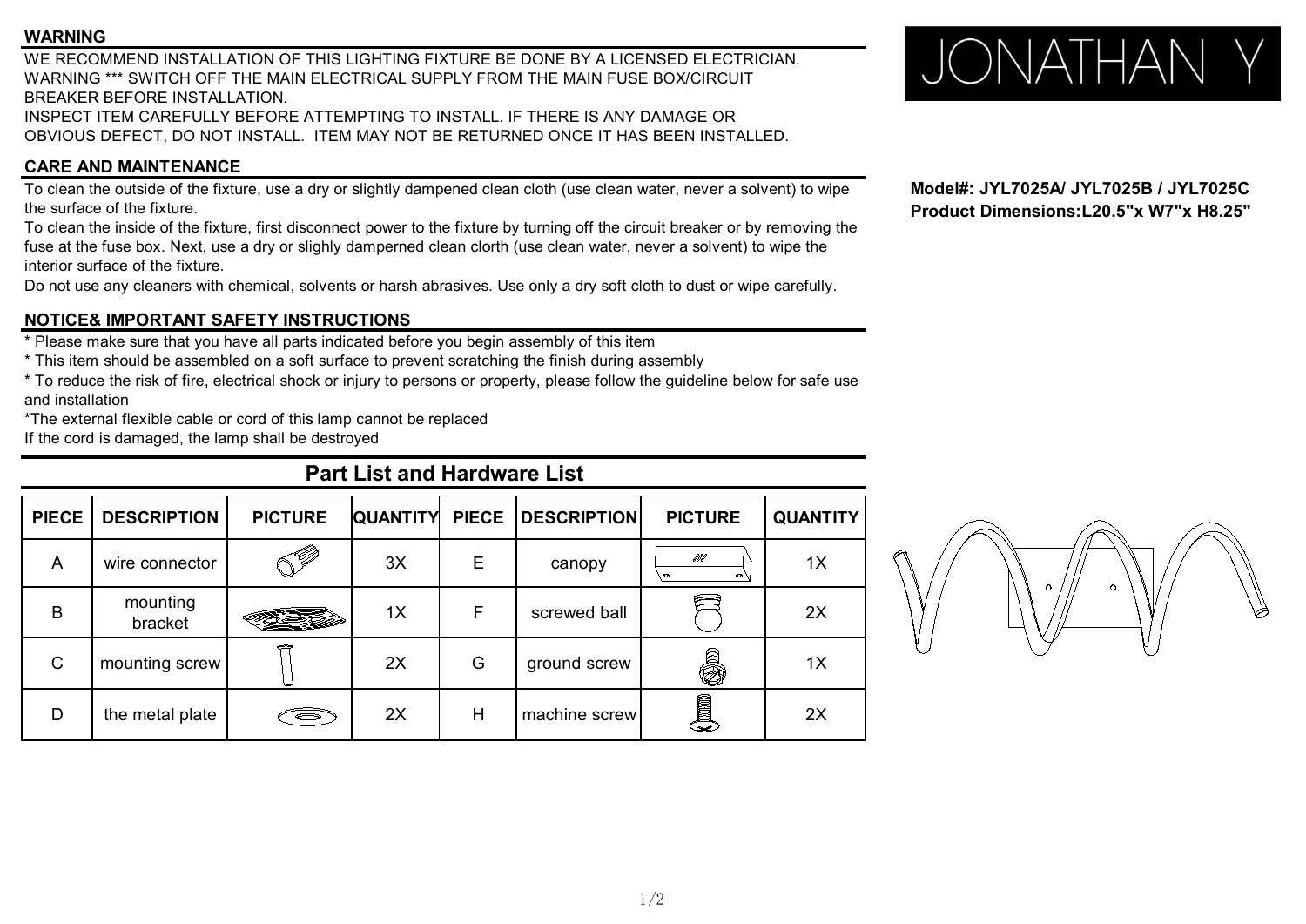## WARNING

WE RECOMMEND INSTALLATION OF THIS LIGHTING FIXTURE BE DONE BY A LICENSED ELECTRICIAN.
WARNING *** SWITCH OFF THE MAIN ELECTRICAL SUPPLY FROM THE MAIN FUSE BOX/CIRCUIT BREAKER BEFORE INSTALLATION.
INSPECT ITEM CAREFULLY BEFORE ATTEMPTING TO INSTALL. IF THERE IS ANY DAMAGE OR OBVIOUS DEFECT, DO NOT INSTALL. ITEM MAY NOT BE RETURNED ONCE IT HAS BEEN INSTALLED.

JONATHAN Y

**Model#: JYL7025A/ JYL7025B / JYL7025C**
**Product Dimensions:L20.5"x W7"x H8.25"**

## CARE AND MAINTENANCE

To clean the outside of the fixture, use a dry or slightly dampened clean cloth (use clean water, never a solvent) to wipe the surface of the fixture.
To clean the inside of the fixture, first disconnect power to the fixture by turning off the circuit breaker or by removing the fuse at the fuse box. Next, use a dry or slighly damperned clean clorth (use clean water, never a solvent) to wipe the interior surface of the fixture.
Do not use any cleaners with chemical, solvents or harsh abrasives. Use only a dry soft cloth to dust or wipe carefully.

## NOTICE& IMPORTANT SAFETY INSTRUCTIONS

* Please make sure that you have all parts indicated before you begin assembly of this item
* This item should be assembled on a soft surface to prevent scratching the finish during assembly
* To reduce the risk of fire, electrical shock or injury to persons or property, please follow the guideline below for safe use and installation
*The external flexible cable or cord of this lamp cannot be replaced
If the cord is damaged, the lamp shall be destroyed

## Part List and Hardware List

| PIECE | DESCRIPTION | PICTURE | QUANTITY | PIECE | DESCRIPTION | PICTURE | QUANTITY |
|---|---|---|---|---|---|---|---|
| A | wire connector | | 3X | E | canopy | | 1X |
| B | mounting bracket | | 1X | F | screwed ball | | 2X |
| C | mounting screw | | 2X | G | ground screw | | 1X |
| D | the metal plate | | 2X | H | machine screw | | 2X |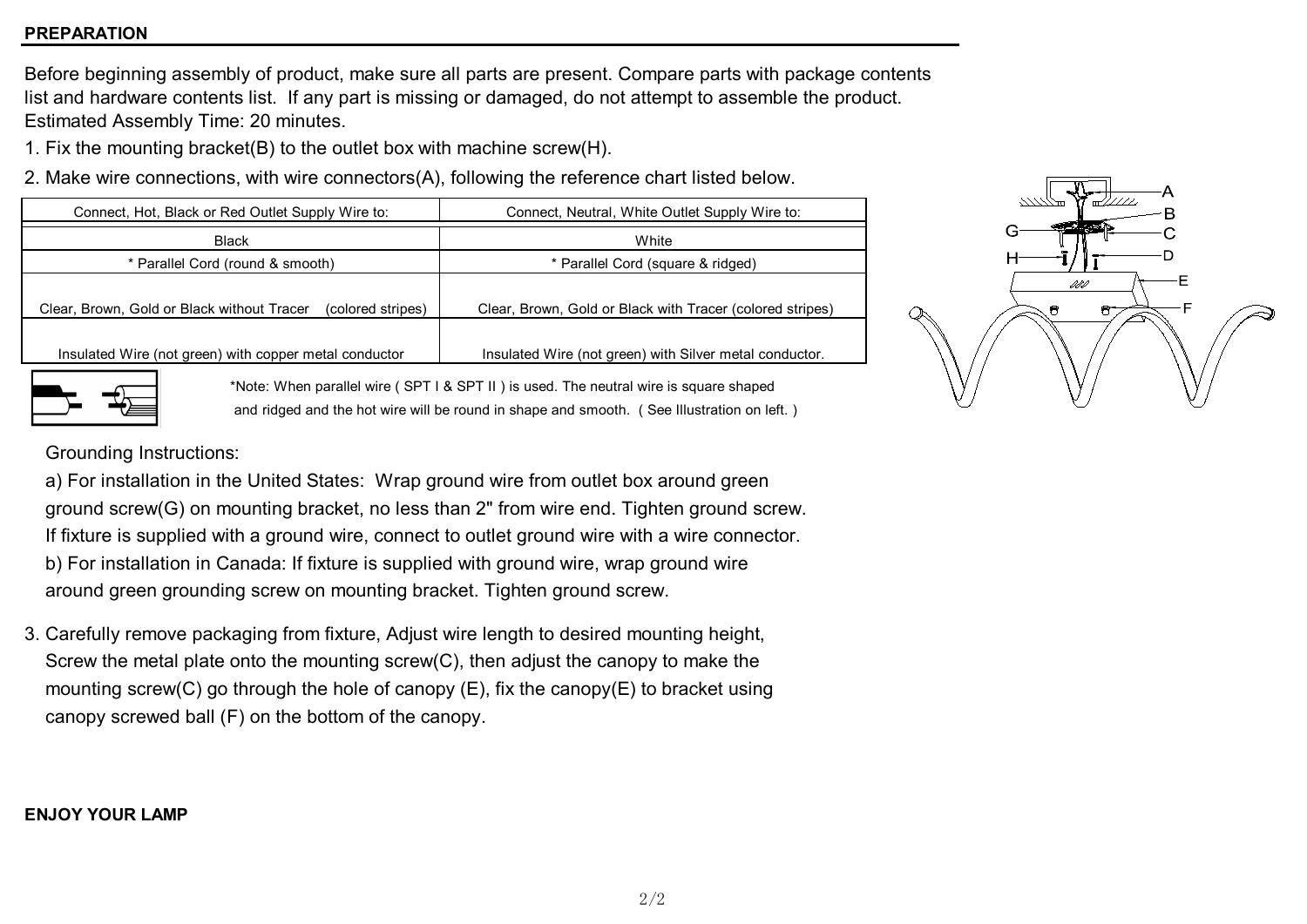**PREPARATION**

Before beginning assembly of product, make sure all parts are present. Compare parts with package contents list and hardware contents list. If any part is missing or damaged, do not attempt to assemble the product. Estimated Assembly Time: 20 minutes.

1. Fix the mounting bracket(B) to the outlet box with machine screw(H).
2. Make wire connections, with wire connectors(A), following the reference chart listed below.

| Connect, Hot, Black or Red Outlet Supply Wire to: | Connect, Neutral, White Outlet Supply Wire to: |
|---|---|
| Black | White |
| * Parallel Cord (round & smooth) | * Parallel Cord (square & ridged) |
| Clear, Brown, Gold or Black without Tracer (colored stripes) | Clear, Brown, Gold or Black with Tracer (colored stripes) |
| Insulated Wire (not green) with copper metal conductor | Insulated Wire (not green) with Silver metal conductor. |

*Note: When parallel wire ( SPT I & SPT II ) is used. The neutral wire is square shaped and ridged and the hot wire will be round in shape and smooth. ( See Illustration on left. )

A
B
G
C
H
D
E
F

Grounding Instructions:

a) For installation in the United States: Wrap ground wire from outlet box around green ground screw(G) on mounting bracket, no less than 2" from wire end. Tighten ground screw. If fixture is supplied with a ground wire, connect to outlet ground wire with a wire connector.

b) For installation in Canada: If fixture is supplied with ground wire, wrap ground wire around green grounding screw on mounting bracket. Tighten ground screw.

3. Carefully remove packaging from fixture, Adjust wire length to desired mounting height, Screw the metal plate onto the mounting screw(C), then adjust the canopy to make the mounting screw(C) go through the hole of canopy (E), fix the canopy(E) to bracket using canopy screwed ball (F) on the bottom of the canopy.

**ENJOY YOUR LAMP**